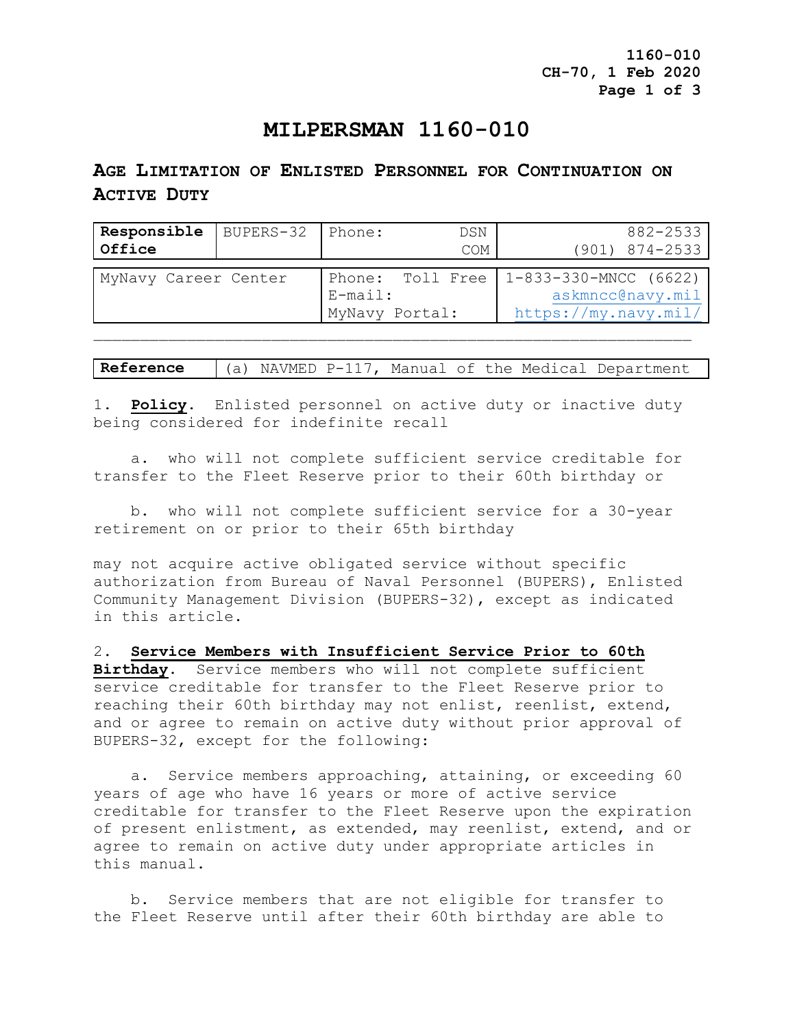# MILPERSMAN 1160-010

## AGE LIMITATION OF ENLISTED PERSONNEL FOR CONTINUATION ON ACTIVE DUTY

| | | | |
|---|---|---|---|
| **Responsible Office** | BUPERS-32 | Phone: DSN<br>COM | 882-2533<br>(901) 874-2533 |

| | | |
|---|---|---|
| MyNavy Career Center | Phone: Toll Free<br>E-mail:<br>MyNavy Portal: | 1-833-330-MNCC (6622)<br>askmncc@navy.mil<br>https://my.navy.mil/ |

| | |
|---|---|
| **Reference** | (a) NAVMED P-117, Manual of the Medical Department |

1. **Policy**. Enlisted personnel on active duty or inactive duty being considered for indefinite recall

    a. who will not complete sufficient service creditable for transfer to the Fleet Reserve prior to their 60th birthday or

    b. who will not complete sufficient service for a 30-year retirement on or prior to their 65th birthday

may not acquire active obligated service without specific authorization from Bureau of Naval Personnel (BUPERS), Enlisted Community Management Division (BUPERS-32), except as indicated in this article.

2. **Service Members with Insufficient Service Prior to 60th Birthday**. Service members who will not complete sufficient service creditable for transfer to the Fleet Reserve prior to reaching their 60th birthday may not enlist, reenlist, extend, and or agree to remain on active duty without prior approval of BUPERS-32, except for the following:

    a. Service members approaching, attaining, or exceeding 60 years of age who have 16 years or more of active service creditable for transfer to the Fleet Reserve upon the expiration of present enlistment, as extended, may reenlist, extend, and or agree to remain on active duty under appropriate articles in this manual.

    b. Service members that are not eligible for transfer to the Fleet Reserve until after their 60th birthday are able to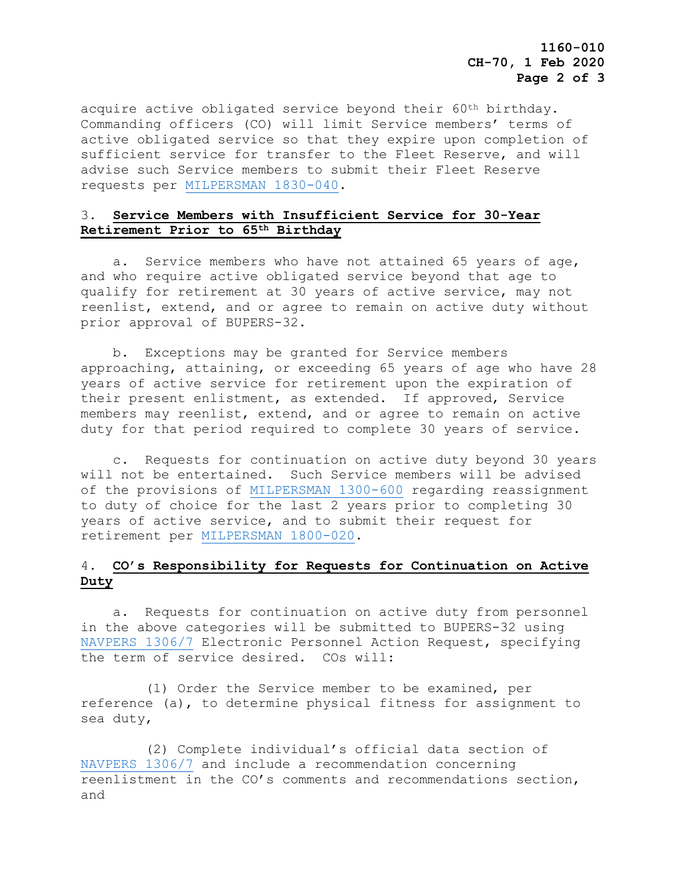acquire active obligated service beyond their 60th birthday. Commanding officers (CO) will limit Service members' terms of active obligated service so that they expire upon completion of sufficient service for transfer to the Fleet Reserve, and will advise such Service members to submit their Fleet Reserve requests per MILPERSMAN 1830-040.

## 3. Service Members with Insufficient Service for 30-Year Retirement Prior to 65th Birthday

a. Service members who have not attained 65 years of age, and who require active obligated service beyond that age to qualify for retirement at 30 years of active service, may not reenlist, extend, and or agree to remain on active duty without prior approval of BUPERS-32.

b. Exceptions may be granted for Service members approaching, attaining, or exceeding 65 years of age who have 28 years of active service for retirement upon the expiration of their present enlistment, as extended. If approved, Service members may reenlist, extend, and or agree to remain on active duty for that period required to complete 30 years of service.

c. Requests for continuation on active duty beyond 30 years will not be entertained. Such Service members will be advised of the provisions of MILPERSMAN 1300-600 regarding reassignment to duty of choice for the last 2 years prior to completing 30 years of active service, and to submit their request for retirement per MILPERSMAN 1800-020.

## 4. CO's Responsibility for Requests for Continuation on Active Duty

a. Requests for continuation on active duty from personnel in the above categories will be submitted to BUPERS-32 using NAVPERS 1306/7 Electronic Personnel Action Request, specifying the term of service desired. COs will:

(1) Order the Service member to be examined, per reference (a), to determine physical fitness for assignment to sea duty,

(2) Complete individual's official data section of NAVPERS 1306/7 and include a recommendation concerning reenlistment in the CO's comments and recommendations section, and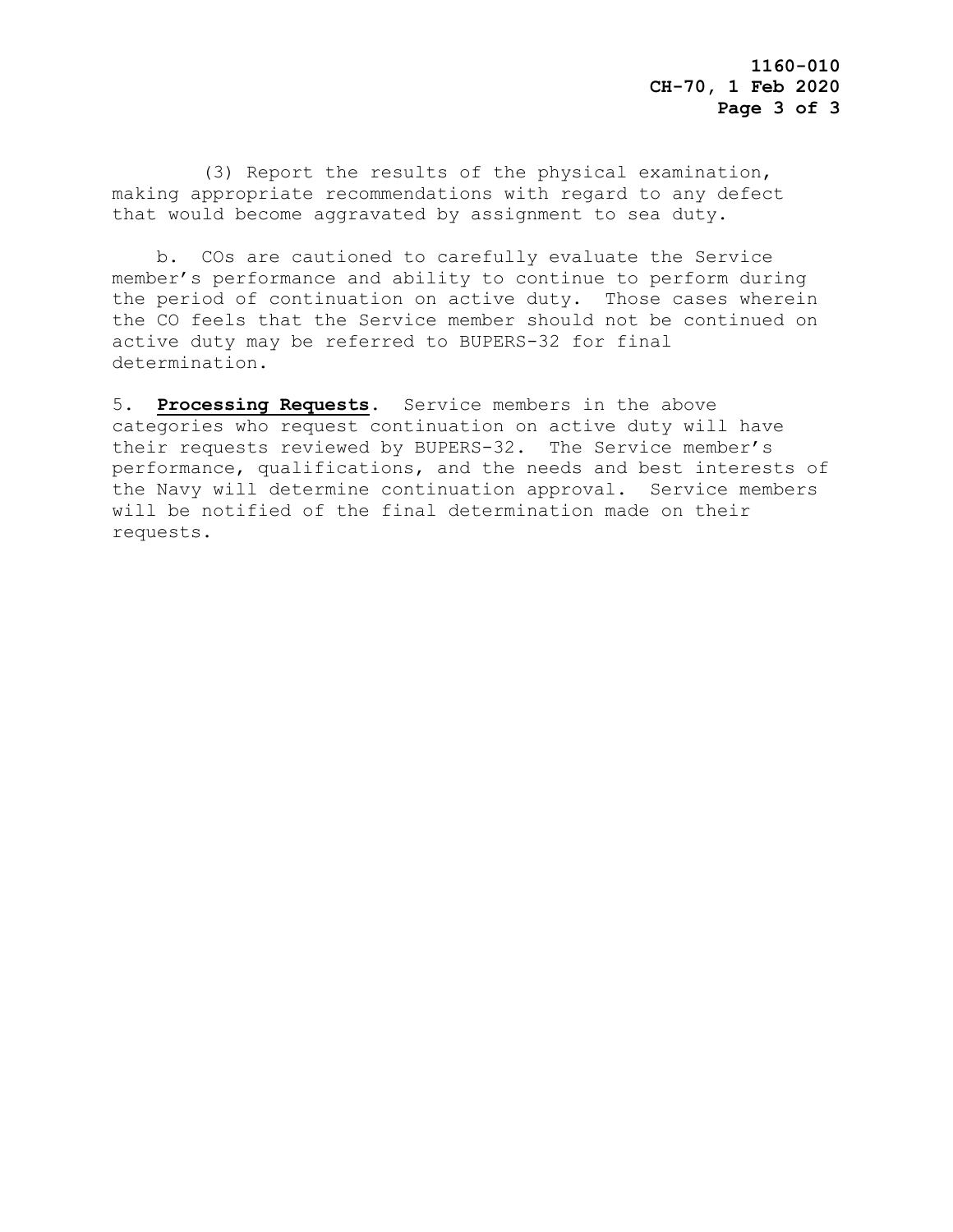(3) Report the results of the physical examination, making appropriate recommendations with regard to any defect that would become aggravated by assignment to sea duty.

b. COs are cautioned to carefully evaluate the Service member's performance and ability to continue to perform during the period of continuation on active duty. Those cases wherein the CO feels that the Service member should not be continued on active duty may be referred to BUPERS-32 for final determination.

5. **Processing Requests**. Service members in the above categories who request continuation on active duty will have their requests reviewed by BUPERS-32. The Service member's performance, qualifications, and the needs and best interests of the Navy will determine continuation approval. Service members will be notified of the final determination made on their requests.